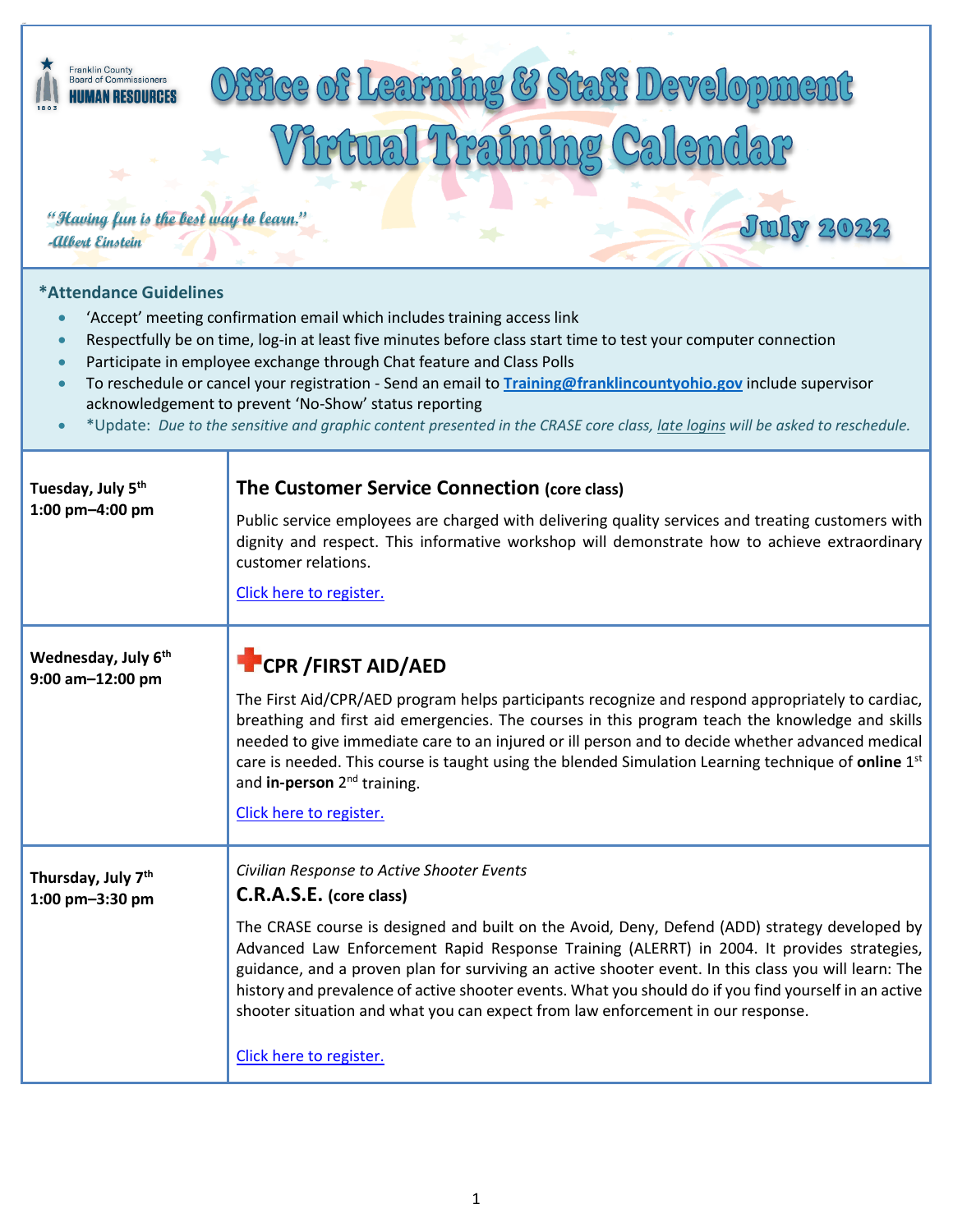Franklin County Board of Commissioners
HUMAN RESOURCES
1803

# Office of Learning & Staff Development Virtual Training Calendar

*"Having fun is the best way to learn."*
*-Albert Einstein*

## July 2022

### *Attendance Guidelines

- 'Accept' meeting confirmation email which includes training access link
- Respectfully be on time, log-in at least five minutes before class start time to test your computer connection
- Participate in employee exchange through Chat feature and Class Polls
- To reschedule or cancel your registration - Send an email to **Training@franklincountyohio.gov** include supervisor acknowledgement to prevent 'No-Show' status reporting
- *Update: *Due to the sensitive and graphic content presented in the CRASE core class, late logins will be asked to reschedule.*

| Date / Time | Class |
|---|---|
| **Tuesday, July 5th**<br>**1:00 pm–4:00 pm** | **The Customer Service Connection (core class)**<br><br>Public service employees are charged with delivering quality services and treating customers with dignity and respect. This informative workshop will demonstrate how to achieve extraordinary customer relations.<br><br>Click here to register. |
| **Wednesday, July 6th**<br>**9:00 am–12:00 pm** | **CPR /FIRST AID/AED**<br><br>The First Aid/CPR/AED program helps participants recognize and respond appropriately to cardiac, breathing and first aid emergencies. The courses in this program teach the knowledge and skills needed to give immediate care to an injured or ill person and to decide whether advanced medical care is needed. This course is taught using the blended Simulation Learning technique of **online** 1st and **in-person** 2nd training.<br><br>Click here to register. |
| **Thursday, July 7th**<br>**1:00 pm–3:30 pm** | *Civilian Response to Active Shooter Events*<br>**C.R.A.S.E. (core class)**<br><br>The CRASE course is designed and built on the Avoid, Deny, Defend (ADD) strategy developed by Advanced Law Enforcement Rapid Response Training (ALERRT) in 2004. It provides strategies, guidance, and a proven plan for surviving an active shooter event. In this class you will learn: The history and prevalence of active shooter events. What you should do if you find yourself in an active shooter situation and what you can expect from law enforcement in our response.<br><br>Click here to register. |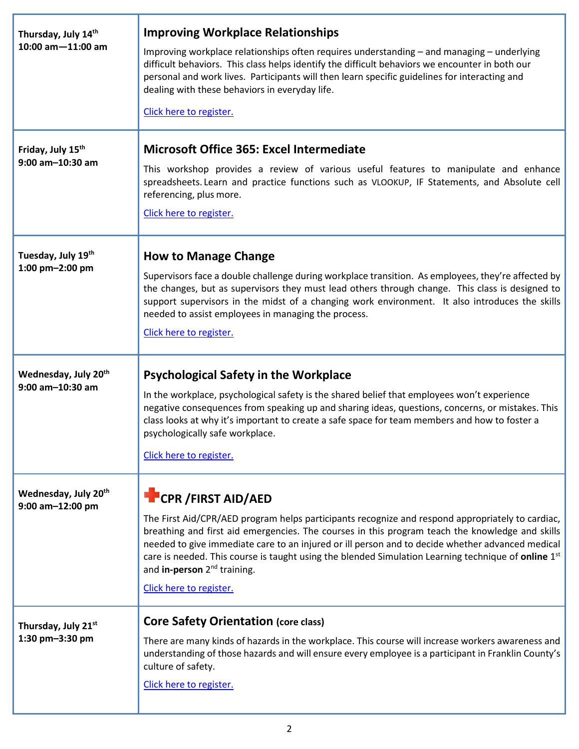| | |
|---|---|
| **Thursday, July 14th**<br>**10:00 am—11:00 am** | **Improving Workplace Relationships**<br><br>Improving workplace relationships often requires understanding – and managing – underlying difficult behaviors. This class helps identify the difficult behaviors we encounter in both our personal and work lives. Participants will then learn specific guidelines for interacting and dealing with these behaviors in everyday life.<br><br>Click here to register. |
| **Friday, July 15th**<br>**9:00 am–10:30 am** | **Microsoft Office 365: Excel Intermediate**<br><br>This workshop provides a review of various useful features to manipulate and enhance spreadsheets. Learn and practice functions such as VLOOKUP, IF Statements, and Absolute cell referencing, plus more.<br><br>Click here to register. |
| **Tuesday, July 19th**<br>**1:00 pm–2:00 pm** | **How to Manage Change**<br><br>Supervisors face a double challenge during workplace transition. As employees, they're affected by the changes, but as supervisors they must lead others through change. This class is designed to support supervisors in the midst of a changing work environment. It also introduces the skills needed to assist employees in managing the process.<br><br>Click here to register. |
| **Wednesday, July 20th**<br>**9:00 am–10:30 am** | **Psychological Safety in the Workplace**<br><br>In the workplace, psychological safety is the shared belief that employees won't experience negative consequences from speaking up and sharing ideas, questions, concerns, or mistakes. This class looks at why it's important to create a safe space for team members and how to foster a psychologically safe workplace.<br><br>Click here to register. |
| **Wednesday, July 20th**<br>**9:00 am–12:00 pm** | **CPR /FIRST AID/AED**<br><br>The First Aid/CPR/AED program helps participants recognize and respond appropriately to cardiac, breathing and first aid emergencies. The courses in this program teach the knowledge and skills needed to give immediate care to an injured or ill person and to decide whether advanced medical care is needed. This course is taught using the blended Simulation Learning technique of **online** 1st and **in-person** 2nd training.<br><br>Click here to register. |
| **Thursday, July 21st**<br>**1:30 pm–3:30 pm** | **Core Safety Orientation (core class)**<br><br>There are many kinds of hazards in the workplace. This course will increase workers awareness and understanding of those hazards and will ensure every employee is a participant in Franklin County's culture of safety.<br><br>Click here to register. |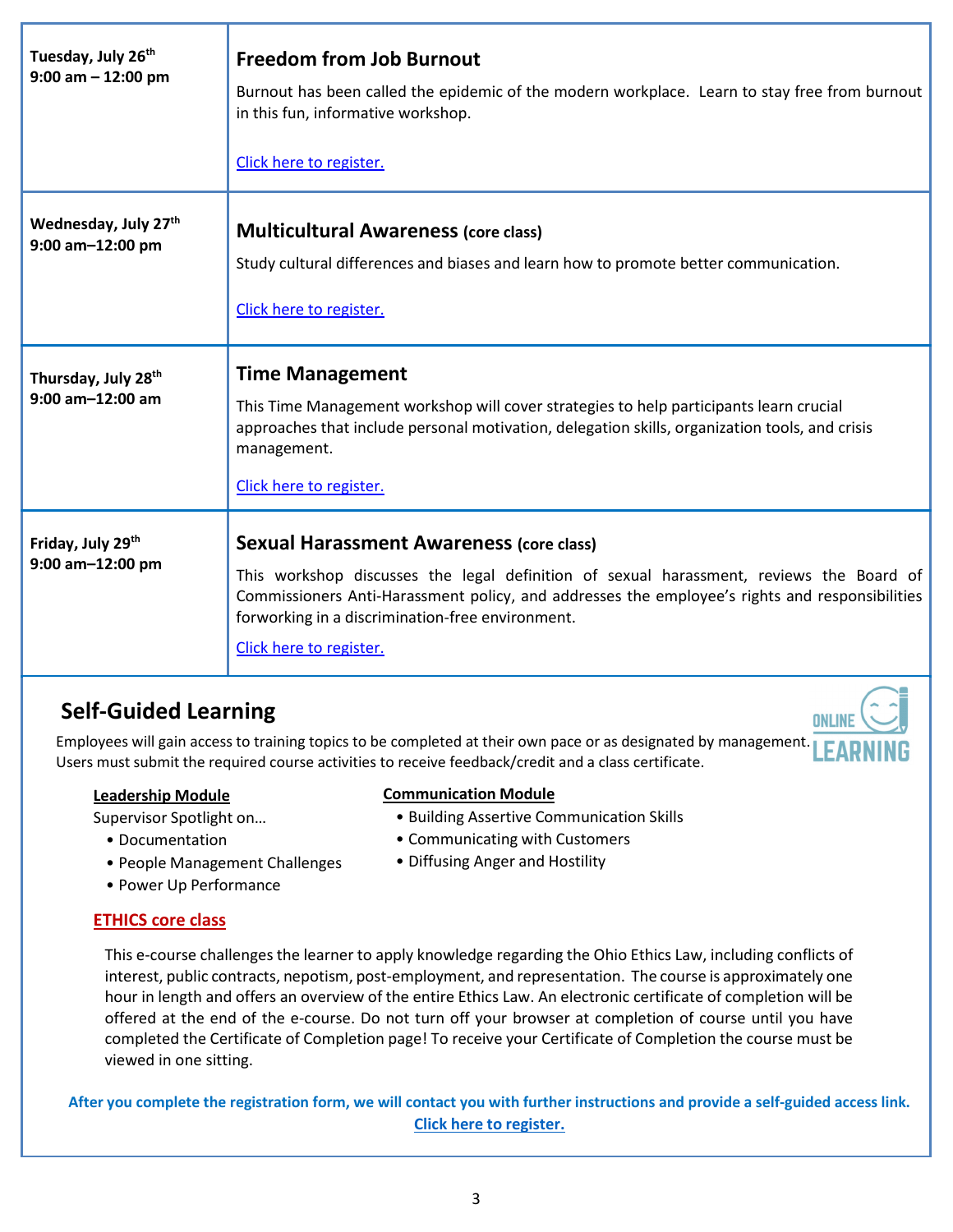| | |
|---|---|
| **Tuesday, July 26th** **9:00 am – 12:00 pm** | **Freedom from Job Burnout** Burnout has been called the epidemic of the modern workplace. Learn to stay free from burnout in this fun, informative workshop. Click here to register. |
| **Wednesday, July 27th** **9:00 am–12:00 pm** | **Multicultural Awareness (core class)** Study cultural differences and biases and learn how to promote better communication. Click here to register. |
| **Thursday, July 28th** **9:00 am–12:00 am** | **Time Management** This Time Management workshop will cover strategies to help participants learn crucial approaches that include personal motivation, delegation skills, organization tools, and crisis management. Click here to register. |
| **Friday, July 29th** **9:00 am–12:00 pm** | **Sexual Harassment Awareness (core class)** This workshop discusses the legal definition of sexual harassment, reviews the Board of Commissioners Anti-Harassment policy, and addresses the employee's rights and responsibilities forworking in a discrimination-free environment. Click here to register. |

## Self-Guided Learning

ONLINE LEARNING

Employees will gain access to training topics to be completed at their own pace or as designated by management. Users must submit the required course activities to receive feedback/credit and a class certificate.

**Leadership Module**

Supervisor Spotlight on…

- Documentation
- People Management Challenges
- Power Up Performance

**Communication Module**

- Building Assertive Communication Skills
- Communicating with Customers
- Diffusing Anger and Hostility

**ETHICS core class**

This e-course challenges the learner to apply knowledge regarding the Ohio Ethics Law, including conflicts of interest, public contracts, nepotism, post-employment, and representation. The course is approximately one hour in length and offers an overview of the entire Ethics Law. An electronic certificate of completion will be offered at the end of the e-course. Do not turn off your browser at completion of course until you have completed the Certificate of Completion page! To receive your Certificate of Completion the course must be viewed in one sitting.

**After you complete the registration form, we will contact you with further instructions and provide a self-guided access link.**
**Click here to register.**